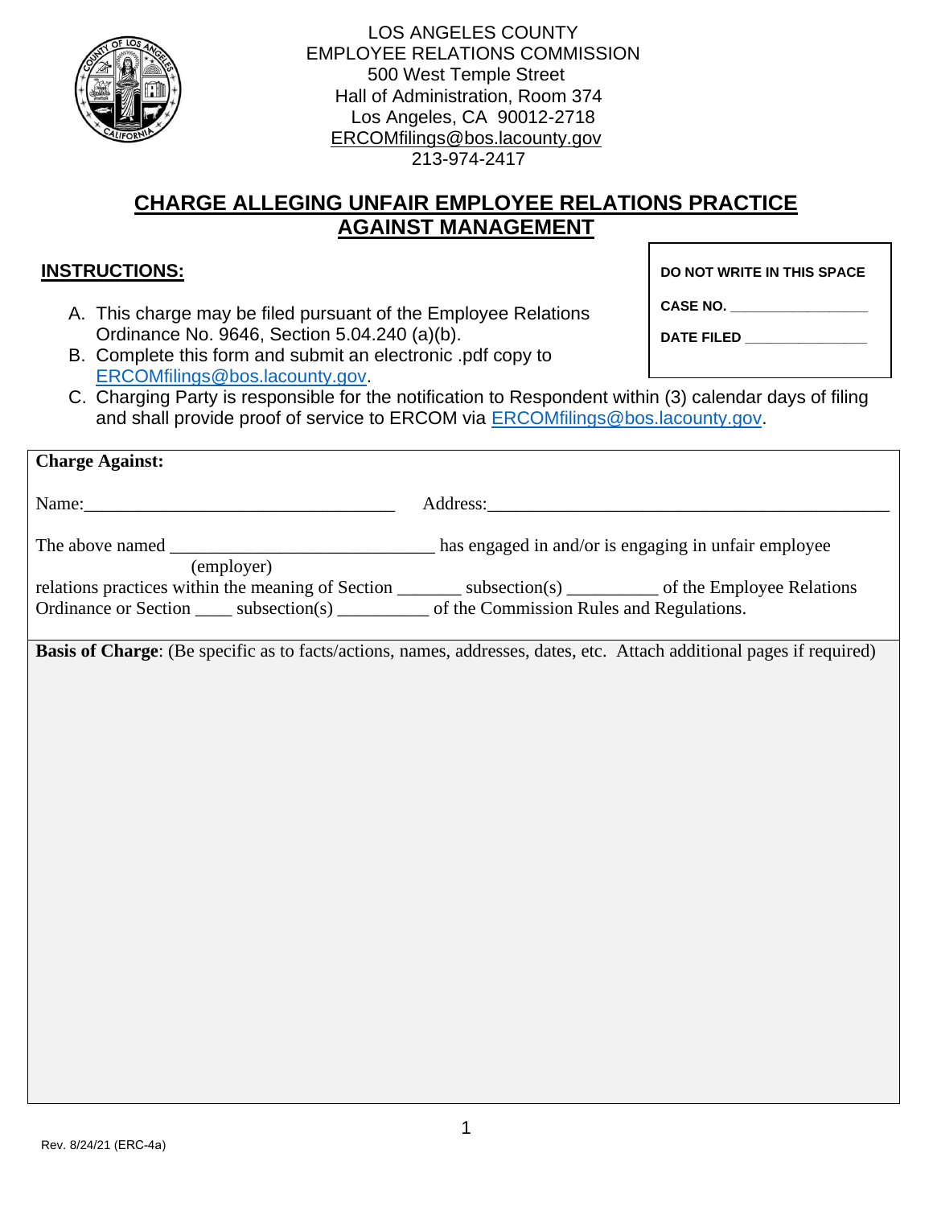LOS ANGELES COUNTY
EMPLOYEE RELATIONS COMMISSION
500 West Temple Street
Hall of Administration, Room 374
Los Angeles, CA 90012-2718
ERCOMfilings@bos.lacounty.gov
213-974-2417

# CHARGE ALLEGING UNFAIR EMPLOYEE RELATIONS PRACTICE AGAINST MANAGEMENT

**DO NOT WRITE IN THIS SPACE**

**CASE NO.** ________________

**DATE FILED** ______________

## INSTRUCTIONS:

A. This charge may be filed pursuant of the Employee Relations Ordinance No. 9646, Section 5.04.240 (a)(b).
B. Complete this form and submit an electronic .pdf copy to ERCOMfilings@bos.lacounty.gov.
C. Charging Party is responsible for the notification to Respondent within (3) calendar days of filing and shall provide proof of service to ERCOM via ERCOMfilings@bos.lacounty.gov.

**Charge Against:**

Name:_________________________________ Address:____________________________________________

The above named _____________________________ has engaged in and/or is engaging in unfair employee
(employer)
relations practices within the meaning of Section _______ subsection(s) __________ of the Employee Relations Ordinance or Section ____ subsection(s) __________ of the Commission Rules and Regulations.

**Basis of Charge**: (Be specific as to facts/actions, names, addresses, dates, etc. Attach additional pages if required)

Rev. 8/24/21 (ERC-4a)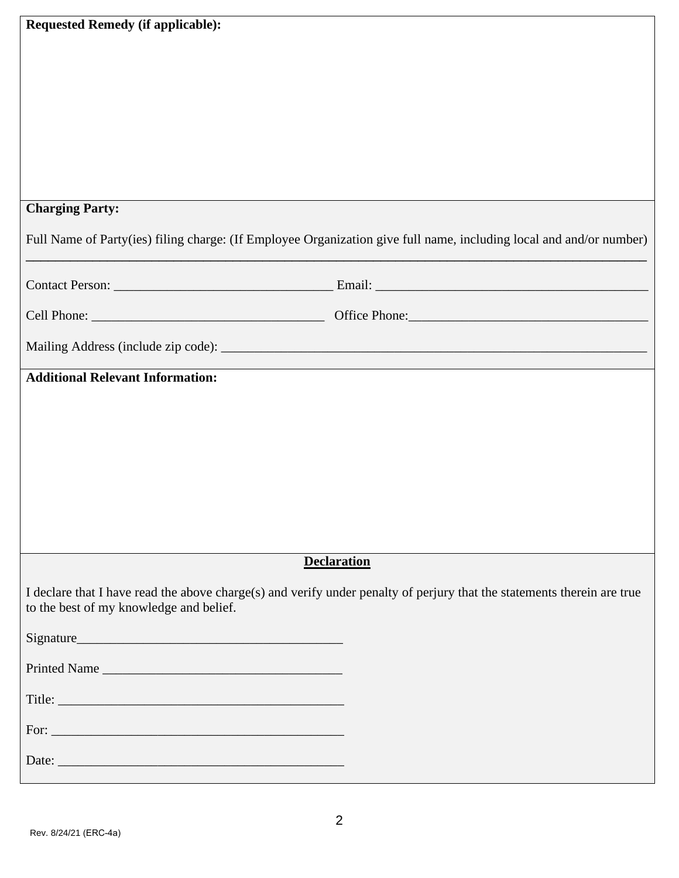**Requested Remedy (if applicable):**

**Charging Party:**

Full Name of Party(ies) filing charge: (If Employee Organization give full name, including local and/or number)
_______________________________________________________________________________________________

Contact Person: _________________________________ Email: _________________________________________

Cell Phone: ___________________________________ Office Phone:___________________________________

Mailing Address (include zip code): _________________________________________________________________

**Additional Relevant Information:**

**<u>Declaration</u>**

I declare that I have read the above charge(s) and verify under penalty of perjury that the statements therein are true to the best of my knowledge and belief.

Signature_______________________________________

Printed Name ____________________________________

Title: __________________________________________

For: ___________________________________________

Date: __________________________________________

Rev. 8/24/21 (ERC-4a)